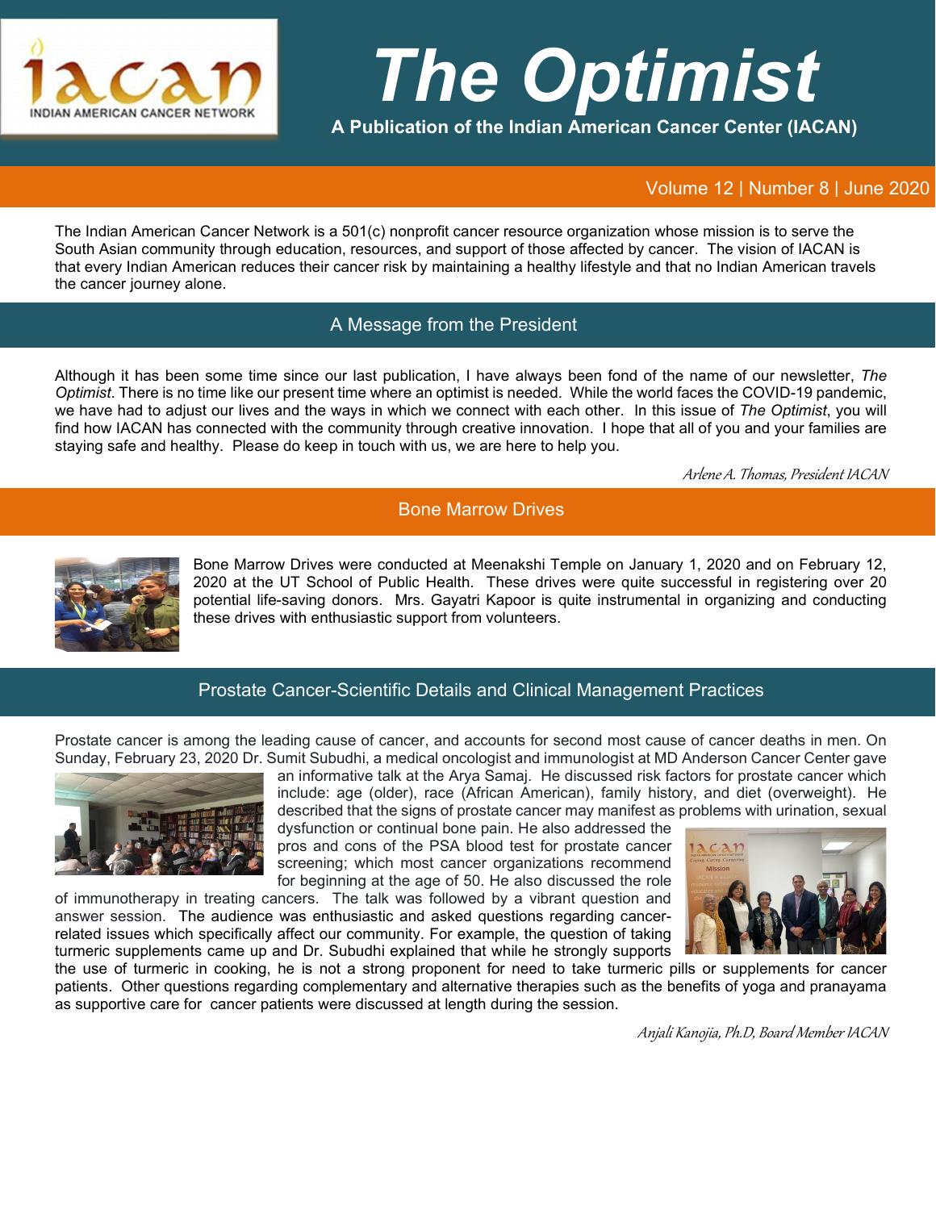# The Optimist

**A Publication of the Indian American Cancer Center (IACAN)**

Volume 12 | Number 8 | June 2020

The Indian American Cancer Network is a 501(c) nonprofit cancer resource organization whose mission is to serve the South Asian community through education, resources, and support of those affected by cancer. The vision of IACAN is that every Indian American reduces their cancer risk by maintaining a healthy lifestyle and that no Indian American travels the cancer journey alone.

## A Message from the President

Although it has been some time since our last publication, I have always been fond of the name of our newsletter, *The Optimist*. There is no time like our present time where an optimist is needed. While the world faces the COVID-19 pandemic, we have had to adjust our lives and the ways in which we connect with each other. In this issue of *The Optimist*, you will find how IACAN has connected with the community through creative innovation. I hope that all of you and your families are staying safe and healthy. Please do keep in touch with us, we are here to help you.

*Arlene A. Thomas, President IACAN*

## Bone Marrow Drives

Bone Marrow Drives were conducted at Meenakshi Temple on January 1, 2020 and on February 12, 2020 at the UT School of Public Health. These drives were quite successful in registering over 20 potential life-saving donors. Mrs. Gayatri Kapoor is quite instrumental in organizing and conducting these drives with enthusiastic support from volunteers.

## Prostate Cancer-Scientific Details and Clinical Management Practices

Prostate cancer is among the leading cause of cancer, and accounts for second most cause of cancer deaths in men. On Sunday, February 23, 2020 Dr. Sumit Subudhi, a medical oncologist and immunologist at MD Anderson Cancer Center gave an informative talk at the Arya Samaj. He discussed risk factors for prostate cancer which include: age (older), race (African American), family history, and diet (overweight). He described that the signs of prostate cancer may manifest as problems with urination, sexual dysfunction or continual bone pain. He also addressed the pros and cons of the PSA blood test for prostate cancer screening; which most cancer organizations recommend for beginning at the age of 50. He also discussed the role of immunotherapy in treating cancers. The talk was followed by a vibrant question and answer session. The audience was enthusiastic and asked questions regarding cancer-related issues which specifically affect our community. For example, the question of taking turmeric supplements came up and Dr. Subudhi explained that while he strongly supports the use of turmeric in cooking, he is not a strong proponent for need to take turmeric pills or supplements for cancer patients. Other questions regarding complementary and alternative therapies such as the benefits of yoga and pranayama as supportive care for cancer patients were discussed at length during the session.

*Anjali Kanojia, Ph.D, Board Member IACAN*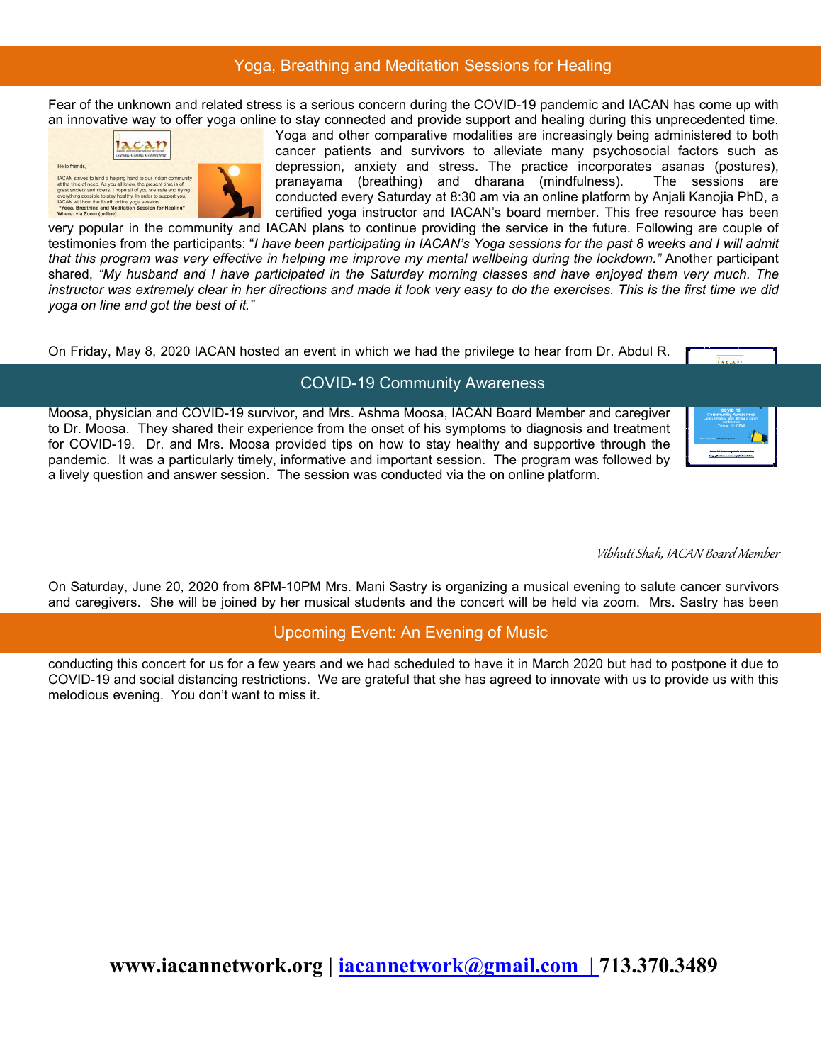## Yoga, Breathing and Meditation Sessions for Healing

Fear of the unknown and related stress is a serious concern during the COVID-19 pandemic and IACAN has come up with an innovative way to offer yoga online to stay connected and provide support and healing during this unprecedented time. Yoga and other comparative modalities are increasingly being administered to both cancer patients and survivors to alleviate many psychosocial factors such as depression, anxiety and stress. The practice incorporates asanas (postures), pranayama (breathing) and dharana (mindfulness). The sessions are conducted every Saturday at 8:30 am via an online platform by Anjali Kanojia PhD, a certified yoga instructor and IACAN's board member. This free resource has been very popular in the community and IACAN plans to continue providing the service in the future. Following are couple of testimonies from the participants: "*I have been participating in IACAN's Yoga sessions for the past 8 weeks and I will admit that this program was very effective in helping me improve my mental wellbeing during the lockdown."* Another participant shared, *"My husband and I have participated in the Saturday morning classes and have enjoyed them very much. The instructor was extremely clear in her directions and made it look very easy to do the exercises. This is the first time we did yoga on line and got the best of it."*

## COVID-19 Community Awareness

On Friday, May 8, 2020 IACAN hosted an event in which we had the privilege to hear from Dr. Abdul R. Moosa, physician and COVID-19 survivor, and Mrs. Ashma Moosa, IACAN Board Member and caregiver to Dr. Moosa. They shared their experience from the onset of his symptoms to diagnosis and treatment for COVID-19. Dr. and Mrs. Moosa provided tips on how to stay healthy and supportive through the pandemic. It was a particularly timely, informative and important session. The program was followed by a lively question and answer session. The session was conducted via the on online platform.

*Vibhuti Shah, IACAN Board Member*

## Upcoming Event: An Evening of Music

On Saturday, June 20, 2020 from 8PM-10PM Mrs. Mani Sastry is organizing a musical evening to salute cancer survivors and caregivers. She will be joined by her musical students and the concert will be held via zoom. Mrs. Sastry has been conducting this concert for us for a few years and we had scheduled to have it in March 2020 but had to postpone it due to COVID-19 and social distancing restrictions. We are grateful that she has agreed to innovate with us to provide us with this melodious evening. You don't want to miss it.

**www.iacannetwork.org | iacannetwork@gmail.com | 713.370.3489**